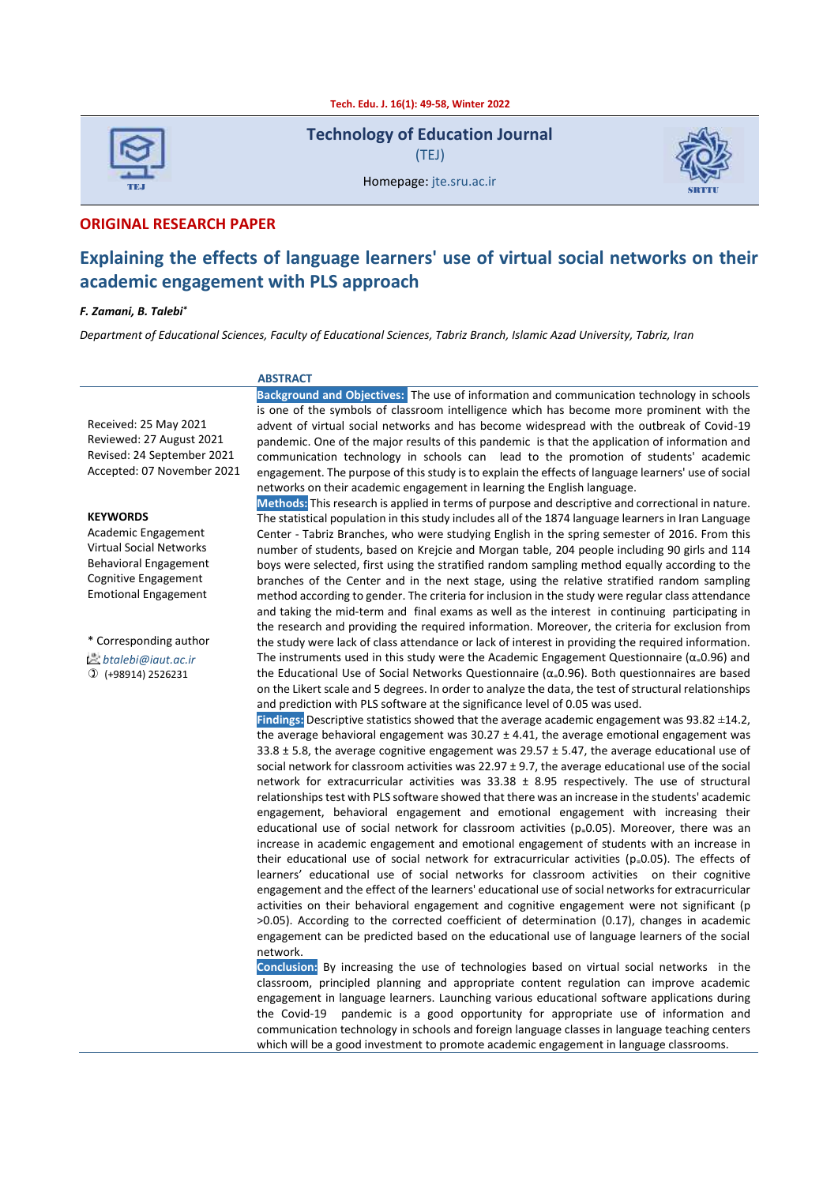**Technology of Education Journal**
(TEJ)

Homepage: jte.sru.ac.ir

**ORIGINAL RESEARCH PAPER**

# Explaining the effects of language learners' use of virtual social networks on their academic engagement with PLS approach

***F. Zamani, B. Talebi****

*Department of Educational Sciences, Faculty of Educational Sciences, Tabriz Branch, Islamic Azad University, Tabriz, Iran*

Received: 25 May 2021
Reviewed: 27 August 2021
Revised: 24 September 2021
Accepted: 07 November 2021

**KEYWORDS**
Academic Engagement
Virtual Social Networks
Behavioral Engagement
Cognitive Engagement
Emotional Engagement

\* Corresponding author
*btalebi@iaut.ac.ir*
(+98914) 2526231

## ABSTRACT

**Background and Objectives:** The use of information and communication technology in schools is one of the symbols of classroom intelligence which has become more prominent with the advent of virtual social networks and has become widespread with the outbreak of Covid-19 pandemic. One of the major results of this pandemic is that the application of information and communication technology in schools can lead to the promotion of students' academic engagement. The purpose of this study is to explain the effects of language learners' use of social networks on their academic engagement in learning the English language.

**Methods:** This research is applied in terms of purpose and descriptive and correctional in nature. The statistical population in this study includes all of the 1874 language learners in Iran Language Center - Tabriz Branches, who were studying English in the spring semester of 2016. From this number of students, based on Krejcie and Morgan table, 204 people including 90 girls and 114 boys were selected, first using the stratified random sampling method equally according to the branches of the Center and in the next stage, using the relative stratified random sampling method according to gender. The criteria for inclusion in the study were regular class attendance and taking the mid-term and final exams as well as the interest in continuing participating in the research and providing the required information. Moreover, the criteria for exclusion from the study were lack of class attendance or lack of interest in providing the required information. The instruments used in this study were the Academic Engagement Questionnaire ($\alpha_=0.96$) and the Educational Use of Social Networks Questionnaire ($\alpha_=0.96$). Both questionnaires are based on the Likert scale and 5 degrees. In order to analyze the data, the test of structural relationships and prediction with PLS software at the significance level of 0.05 was used.

**Findings:** Descriptive statistics showed that the average academic engagement was 93.82 ±14.2, the average behavioral engagement was 30.27 ± 4.41, the average emotional engagement was 33.8 ± 5.8, the average cognitive engagement was 29.57 ± 5.47, the average educational use of social network for classroom activities was 22.97 ± 9.7, the average educational use of the social network for extracurricular activities was 33.38 ± 8.95 respectively. The use of structural relationships test with PLS software showed that there was an increase in the students' academic engagement, behavioral engagement and emotional engagement with increasing their educational use of social network for classroom activities ($p_=0.05$). Moreover, there was an increase in academic engagement and emotional engagement of students with an increase in their educational use of social network for extracurricular activities ($p_=0.05$). The effects of learners' educational use of social networks for classroom activities on their cognitive engagement and the effect of the learners' educational use of social networks for extracurricular activities on their behavioral engagement and cognitive engagement were not significant ($p > 0.05$). According to the corrected coefficient of determination (0.17), changes in academic engagement can be predicted based on the educational use of language learners of the social network.

**Conclusion:** By increasing the use of technologies based on virtual social networks in the classroom, principled planning and appropriate content regulation can improve academic engagement in language learners. Launching various educational software applications during the Covid-19 pandemic is a good opportunity for appropriate use of information and communication technology in schools and foreign language classes in language teaching centers which will be a good investment to promote academic engagement in language classrooms.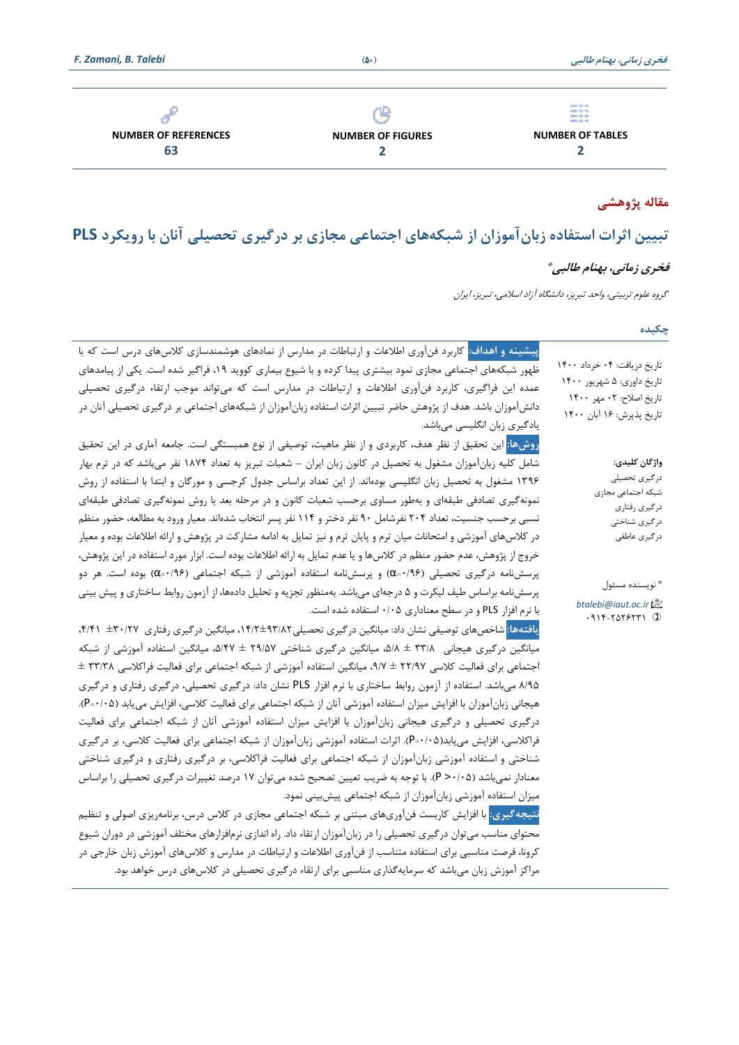| NUMBER OF REFERENCES | NUMBER OF FIGURES | NUMBER OF TABLES |
| --- | --- | --- |
| 63 | 2 | 2 |

**مقاله پژوهشی**

# تبیین اثرات استفاده زبان‌آموزان از شبکه‌های اجتماعی مجازی بر درگیری تحصیلی آنان با رویکرد PLS

***فخری زمانی، بهنام طالبی*** *

*گروه علوم تربیتی، واحد تبریز، دانشگاه آزاد اسلامی، تبریز، ایران*

## چکیده

تاریخ دریافت: ۰۴ خرداد ۱۴۰۰
تاریخ داوری: ۵ شهریور ۱۴۰۰
تاریخ اصلاح: ۰۲ مهر ۱۴۰۰
تاریخ پذیرش: ۱۶ آبان ۱۴۰۰

**واژگان کلیدی:**
درگیری تحصیلی
شبکه اجتماعی مجازی
درگیری رفتاری
درگیری شناختی
درگیری عاطفی

* نویسنده مسئول
btalebi@iaut.ac.ir
۰۹۱۴-۲۵۲۶۲۳۱

**پیشینه و اهداف:** کاربرد فن‌آوری اطلاعات و ارتباطات در مدارس از نمادهای هوشمندسازی کلاس‌های درس است که با ظهور شبکه‌های اجتماعی مجازی نمود بیشتری پیدا کرده و با شیوع بیماری کووید ۱۹، فراگیر شده است. یکی از پیامدهای عمده این فراگیری، کاربرد فن‌آوری اطلاعات و ارتباطات در مدارس است که می‌تواند موجب ارتقاء درگیری تحصیلی دانش‌آموزان باشد. هدف از پژوهش حاضر تبیین اثرات استفاده زبان‌آموزان از شبکه‌های اجتماعی بر درگیری تحصیلی آنان در یادگیری زبان انگلیسی می‌باشد.

**روش‌ها:** این تحقیق از نظر هدف، کاربردی و از نظر ماهیت، توصیفی از نوع همبستگی است. جامعه آماری در این تحقیق شامل کلیه زبان‌آموزان مشغول به تحصیل در کانون زبان ایران – شعبات تبریز به تعداد ۱۸۷۴ نفر می‌باشد که در ترم بهار ۱۳۹۶ مشغول به تحصیل زبان انگلیسی بوده‌اند. از این تعداد براساس جدول کرجسی و مورگان و ابتدا با استفاده از روش نمونه‌گیری تصادفی طبقه‌ای و به‌طور مساوی برحسب شعبات کانون و در مرحله بعد با روش نمونه‌گیری تصادفی طبقه‌ای نسبی برحسب جنسیت، تعداد ۲۰۴ نفرشامل ۹۰ نفر دختر و ۱۱۴ نفر پسر انتخاب شده‌اند. معیار ورود به مطالعه، حضور منظم در کلاس‌های آموزشی و امتحانات میان ترم و پایان ترم و نیز تمایل به ادامه مشارکت در پژوهش و ارائه اطلاعات بوده و معیار خروج از پژوهش، عدم حضور منظم در کلاس‌ها و یا عدم تمایل به ارائه اطلاعات بوده است. ابزار مورد استفاده در این پژوهش، پرسش‌نامه درگیری تحصیلی ($\alpha$=۰/۹۶) و پرسش‌نامه استفاده آموزشی از شبکه اجتماعی ($\alpha$=۰/۹۶) بوده است. هر دو پرسش‌نامه براساس طیف لیکرت و ۵ درجه‌ای می‌باشد. به‌منظور تجزیه و تحلیل داده‌ها، از آزمون روابط ساختاری و پیش بینی با نرم افزار PLS و در سطح معناداری ۰/۰۵ استفاده شده است.

**یافته‌ها:** شاخص‌های توصیفی نشان داد: میانگین درگیری تحصیلی ۹۳/۸۲±۱۴/۲، میانگین درگیری رفتاری ۳۰/۲۷ ±۴/۴۱، میانگین درگیری هیجانی ۳۳/۸ ± ۵/۸، میانگین درگیری شناختی ۲۹/۵۷ ± ۵/۴۷، میانگین استفاده آموزشی از شبکه اجتماعی برای فعالیت کلاسی ۲۲/۹۷ ± ۹/۷، میانگین استفاده آموزشی از شبکه اجتماعی برای فعالیت فراکلاسی ۳۳/۳۸ ± ۸/۹۵ می‌باشد. استفاده از آزمون روابط ساختاری با نرم افزار PLS نشان داد: درگیری تحصیلی، درگیری رفتاری و درگیری هیجانی زبان‌آموزان با افزایش میزان استفاده آموزشی آنان از شبکه اجتماعی برای فعالیت کلاسی، افزایش می‌یابد (P=۰/۰۵). درگیری تحصیلی و درگیری هیجانی زبان‌آموزان با افزایش میزان استفاده آموزشی آنان از شبکه اجتماعی برای فعالیت فراکلاسی، افزایش می‌یابد(P=۰/۰۵). اثرات استفاده آموزشی زبان‌آموزان از شبکه اجتماعی برای فعالیت کلاسی، بر درگیری شناختی و استفاده آموزشی زبان‌آموزان از شبکه اجتماعی برای فعالیت فراکلاسی، بر درگیری رفتاری و درگیری شناختی معنادار نمی‌باشد (P > ۰/۰۵). با توجه به ضریب تعیین تصحیح شده می‌توان ۱۷ درصد تغییرات درگیری تحصیلی را براساس میزان استفاده آموزشی زبان‌آموزان از شبکه اجتماعی پیش‌بینی نمود.

**نتیجه‌گیری:** با افزایش کاربست فن‌آوری‌های مبتنی بر شبکه اجتماعی مجازی در کلاس درس، برنامه‌ریزی اصولی و تنظیم محتوای مناسب می‌توان درگیری تحصیلی را در زبان‌آموزان ارتقاء داد. راه اندازی نرم‌افزارهای مختلف آموزشی در دوران شیوع کرونا، فرصت مناسبی برای استفاده متناسب از فن‌آوری اطلاعات و ارتباطات در مدارس و کلاس‌های آموزش زبان خارجی در مراکز آموزش زبان می‌باشد که سرمایه‌گذاری مناسبی برای ارتقاء درگیری تحصیلی در کلاس‌های درس خواهد بود.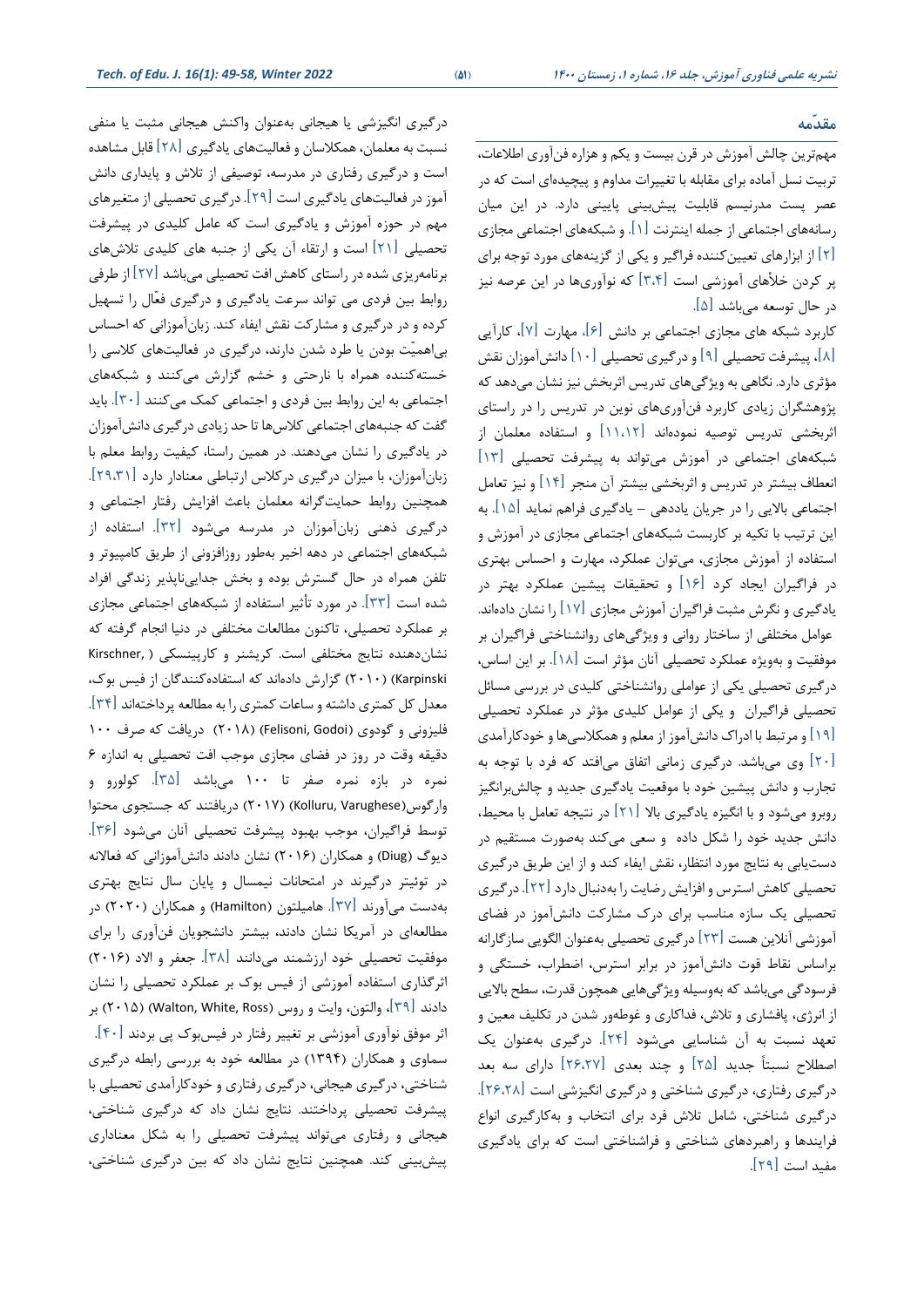## مقدّمه

مهم‌ترین چالش آموزش در قرن بیست و یکم و هزاره فن‌آوری اطلاعات، تربیت نسل آماده برای مقابله با تغییرات مداوم و پیچیده‌ای است که در عصر پست مدرنیسم قابلیت پیش‌بینی پایینی دارد. در این میان رسانه‌های اجتماعی از جمله اینترنت [۱]. و شبکه‌های اجتماعی مجازی [۲] از ابزارهای تعیین‌کننده فراگیر و یکی از گزینه‌های مورد توجه برای پر کردن خلأهای آموزشی است [۳،۴] که نوآوری‌ها در این عرصه نیز در حال توسعه می‌باشد [۵].

کاربرد شبکه های مجازی اجتماعی بر دانش [۶]، مهارت [۷]، کارآیی [۸]، پیشرفت تحصیلی [۹] و درگیری تحصیلی [۱۰] دانش‌آموزان نقش مؤثری دارد. نگاهی به ویژگی‌های تدریس اثربخش نیز نشان می‌دهد که پژوهشگران زیادی کاربرد فن‌آوری‌های نوین در تدریس را در راستای اثربخشی تدریس توصیه نموده‌اند [۱۱،۱۲] و استفاده معلمان از شبکه‌های اجتماعی در آموزش می‌تواند به پیشرفت تحصیلی [۱۳] انعطاف بیشتر در تدریس و اثربخشی بیشتر آن منجر [۱۴] و نیز تعامل اجتماعی بالایی را در جریان یاددهی – یادگیری فراهم نماید [۱۵]. به این ترتیب با تکیه بر کاربست شبکه‌های اجتماعی مجازی در آموزش و استفاده از آموزش مجازی، می‌توان عملکرد، مهارت و احساس بهتری در فراگیران ایجاد کرد [۱۶] و تحقیقات پیشین عملکرد بهتر در یادگیری و نگرش مثبت فراگیران آموزش مجازی [۱۷] را نشان داده‌اند.

عوامل مختلفی از ساختار روانی و ویژگی‌های روانشناختی فراگیران بر موفقیت و بویژه عملکرد تحصیلی آنان مؤثر است [۱۸]. بر این اساس، درگیری تحصیلی یکی از عواملی روانشناختی کلیدی در بررسی مسائل تحصیلی فراگیران و یکی از عوامل کلیدی مؤثر در عملکرد تحصیلی [۱۹] و مرتبط با ادراک دانش‌آموز از معلم و همکلاسی‌ها و خودکارآمدی [۲۰] وی می‌باشد. درگیری زمانی اتفاق می‌افتد که فرد با توجه به تجارب و دانش پیشین خود با موقعیت یادگیری جدید و چالش‌برانگیز روبرو می‌شود و با انگیزه یادگیری بالا [۲۱] در نتیجه تعامل با محیط، دانش جدید خود را شکل داده و سعی می‌کند به‌صورت مستقیم در دست‌یابی به نتایج مورد انتظار، نقش ایفاء کند و از این طریق درگیری تحصیلی کاهش استرس و افزایش رضایت را به‌دنبال دارد [۲۲]. درگیری تحصیلی یک سازه مناسب برای درک مشارکت دانش‌آموز در فضای آموزشی آنلاین هست [۲۳] درگیری تحصیلی به‌عنوان الگویی سازگارانه براساس نقاط قوت دانش‌آموز در برابر استرس، اضطراب، خستگی و فرسودگی می‌باشد که به‌وسیله ویژگی‌هایی همچون قدرت، سطح بالایی از انرژی، پافشاری و تلاش، فداکاری و غوطه‌ور شدن در تکلیف معین و تعهد نسبت به آن شناسایی می‌شود [۲۴]. درگیری به‌عنوان یک اصطلاح نسبتاً جدید [۲۵] و چند بعدی [۲۶،۲۷] دارای سه بعد درگیری رفتاری، درگیری شناختی و درگیری انگیزشی است [۲۶،۲۸]. درگیری شناختی، شامل تلاش فرد برای انتخاب و به‌کارگیری انواع فرایندها و راهبردهای شناختی و فراشناختی است که برای یادگیری مفید است [۲۹].

درگیری انگیزشی یا هیجانی به‌عنوان واکنش هیجانی مثبت یا منفی نسبت به معلمان، همکلاسان و فعالیت‌های یادگیری [۲۸] قابل مشاهده است و درگیری رفتاری در مدرسه، توصیفی از تلاش و پایداری دانش آموز در فعالیت‌های یادگیری است [۲۹]. درگیری تحصیلی از متغیرهای مهم در حوزه آموزش و یادگیری است که عامل کلیدی در پیشرفت تحصیلی [۲۱] است و ارتقاء آن یکی از جنبه های کلیدی تلاش‌های برنامه‌ریزی شده در راستای کاهش افت تحصیلی می‌باشد [۲۷] از طرفی روابط بین فردی می تواند سرعت یادگیری و درگیری فعّال را تسهیل کرده و در درگیری و مشارکت نقش ایفاء کند. زبان‌آموزانی که احساس بی‌اهمیّت بودن یا طرد شدن دارند، درگیری در فعالیت‌های کلاسی را خسته‌کننده همراه با ناراحتی و خشم گزارش می‌کنند و شبکه‌های اجتماعی به این روابط بین فردی و اجتماعی کمک می‌کنند [۳۰]. باید گفت که جنبه‌های اجتماعی کلاس‌ها تا حد زیادی درگیری دانش‌آموزان در یادگیری را نشان می‌دهند. در همین راستا، کیفیت روابط معلم با زبان‌آموزان، با میزان درگیری درکلاس ارتباطی معنادار دارد [۲۹،۳۱]. همچنین روابط حمایت‌گرانه معلمان باعث افزایش رفتار اجتماعی و درگیری ذهنی زبان‌آموزان در مدرسه می‌شود [۳۲]. استفاده از شبکه‌های اجتماعی در دهه اخیر به‌طور روزافزونی از طریق کامپیوتر و تلفن همراه در حال گسترش بوده و بخش جدایی‌ناپذیر زندگی افراد شده است [۳۳]. در مورد تأثیر استفاده از شبکه‌های اجتماعی مجازی بر عملکرد تحصیلی، تاکنون مطالعات مختلفی در دنیا انجام گرفته که نشان‌دهنده نتایج مختلفی است. کریشنر و کارپینسکی ( Kirschner, Karpinski) (۲۰۱۰) گزارش داده‌اند که استفاده‌کنندگان از فیس بوک، معدل کل کمتری داشته و ساعات کمتری را به مطالعه پرداخته‌اند [۳۴]. فلیزونی و گودوی (Felisoni, Godoi) (۲۰۱۸) دریافت که صرف ۱۰۰ دقیقه وقت در روز در فضای مجازی موجب افت تحصیلی به اندازه ۶ نمره در بازه نمره صفر تا ۱۰۰ می‌باشد [۳۵]. کولورو و وارگوس(Kolluru, Varughese) (۲۰۱۷) دریافتند که جستجوی محتوا توسط فراگیران، موجب بهبود پیشرفت تحصیلی آنان می‌شود [۳۶]. دیوگ (Diug) و همکاران (۲۰۱۶) نشان دادند دانش‌آموزانی که فعالانه در توئیتر درگیرند در امتحانات نیمسال و پایان سال نتایج بهتری به‌دست می‌آورند [۳۷]. هامیلتون (Hamilton) و همکاران (۲۰۲۰) در مطالعه‌ای در آمریکا نشان دادند، بیشتر دانشجویان فن‌آوری را برای موفقیت تحصیلی خود ارزشمند می‌دانند [۳۸]. جعفر و الاد (۲۰۱۶) اثرگذاری استفاده آموزشی از فیس بوک بر عملکرد تحصیلی را نشان دادند [۳۹]، والتون، وایت و روس (Walton, White, Ross) (۲۰۱۵) بر اثر موفق نوآوری آموزشی بر تغییر رفتار در فیس‌بوک پی بردند [۴۰]. سماوی و همکاران (۱۳۹۴) در مطالعه خود به بررسی رابطه درگیری شناختی، درگیری هیجانی، درگیری رفتاری و خودکارآمدی تحصیلی با پیشرفت تحصیلی پرداختند. نتایج نشان داد که درگیری شناختی، هیجانی و رفتاری می‌تواند پیشرفت تحصیلی را به شکل معناداری پیش‌بینی کند. همچنین نتایج نشان داد که بین درگیری شناختی،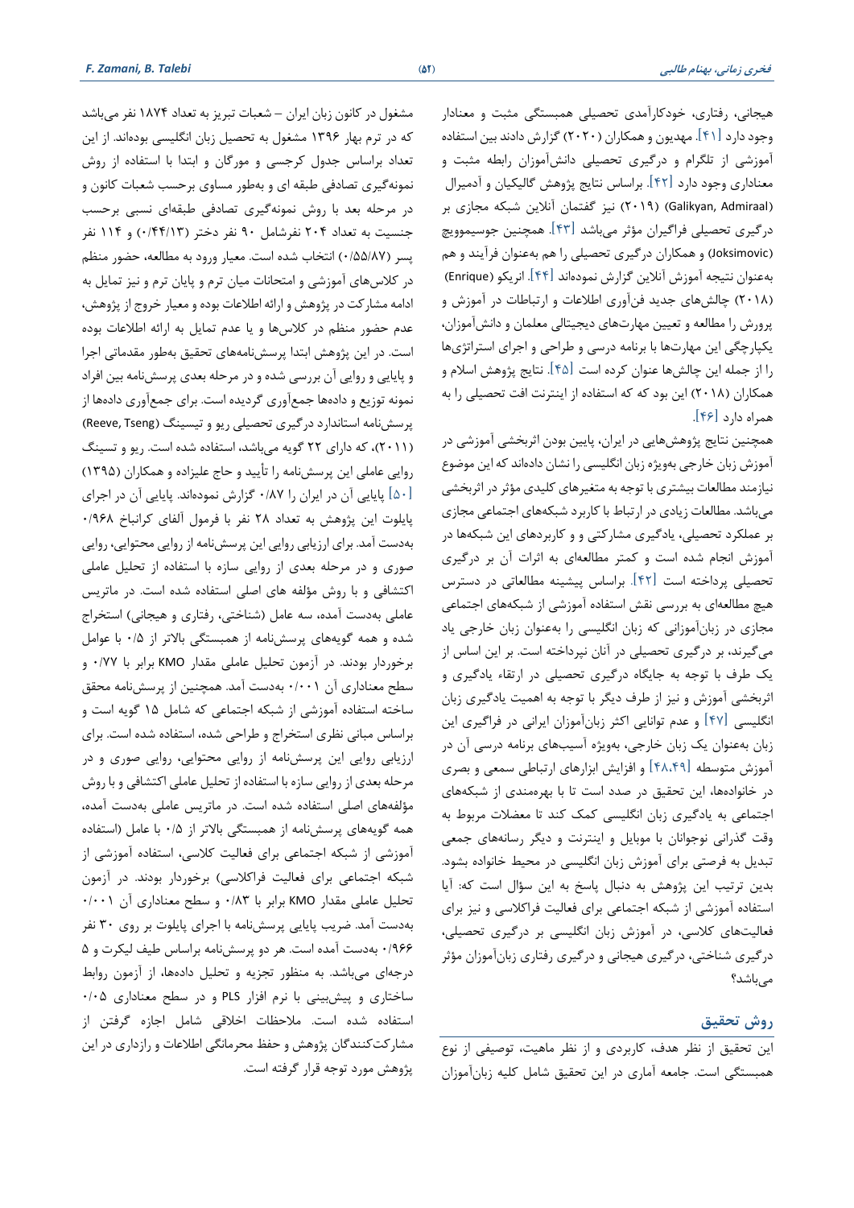هیجانی، رفتاری، خودکارآمدی تحصیلی همبستگی مثبت و معنادار وجود دارد [۴۱]. مهدیون و همکاران (۲۰۲۰) گزارش دادند بین استفاده آموزشی از تلگرام و درگیری تحصیلی دانش‌آموزان رابطه مثبت و معناداری وجود دارد [۴۲]. براساس نتایج پژوهش گالیکیان و آدمیرال (Galikyan, Admiraal) (۲۰۱۹) نیز گفتمان آنلاین شبکه مجازی بر درگیری تحصیلی فراگیران مؤثر می‌باشد [۴۳]. همچنین جوسیموویچ (Joksimovic) و همکاران درگیری تحصیلی را هم به‌عنوان فرآیند و هم به‌عنوان نتیجه آموزش آنلاین گزارش نموده‌اند [۴۴]. انریکو (Enrique) (۲۰۱۸) چالش‌های جدید فن‌آوری اطلاعات و ارتباطات در آموزش و پرورش را مطالعه و تعیین مهارت‌های دیجیتالی معلمان و دانش‌آموزان، یکپارچگی این مهارت‌ها با برنامه درسی و طراحی و اجرای استراتژی‌ها را از جمله این چالش‌ها عنوان کرده است [۴۵]. نتایج پژوهش اسلام و همکاران (۲۰۱۸) این بود که که استفاده از اینترنت افت تحصیلی را به همراه دارد [۴۶].

همچنین نتایج پژوهش‌هایی در ایران، پایین بودن اثربخشی آموزشی در آموزش زبان خارجی به‌ویژه زبان انگلیسی را نشان داده‌اند که این موضوع نیازمند مطالعات بیشتری با توجه به متغیرهای کلیدی مؤثر در اثربخشی می‌باشد. مطالعات زیادی در ارتباط با کاربرد شبکه‌های اجتماعی مجازی بر عملکرد تحصیلی، یادگیری مشارکتی و و کاربردهای این شبکه‌ها در آموزش انجام شده است و کمتر مطالعه‌ای به اثرات آن بر درگیری تحصیلی پرداخته است [۴۲]. براساس پیشینه مطالعاتی در دسترس هیچ مطالعه‌ای به بررسی نقش استفاده آموزشی از شبکه‌های اجتماعی مجازی در زبان‌آموزانی که زبان انگلیسی را به‌عنوان زبان خارجی یاد می‌گیرند، بر درگیری تحصیلی در آنان نپرداخته است. بر این اساس از یک طرف با توجه به جایگاه درگیری تحصیلی در ارتقاء یادگیری و اثربخشی آموزش و نیز از طرف دیگر با توجه به اهمیت یادگیری زبان انگلیسی [۴۷] و عدم توانایی اکثر زبان‌آموزان ایرانی در فراگیری این زبان به‌عنوان یک زبان خارجی، به‌ویژه آسیب‌های برنامه درسی آن در آموزش متوسطه [۴۸،۴۹] و افزایش ابزارهای ارتباطی سمعی و بصری در خانواده‌ها، این تحقیق در صدد است تا با بهره‌مندی از شبکه‌های اجتماعی به یادگیری زبان انگلیسی کمک کند تا معضلات مربوط به وقت گذرانی نوجوانان با موبایل و اینترنت و دیگر رسانه‌های جمعی تبدیل به فرصتی برای آموزش زبان انگلیسی در محیط خانواده بشود. بدین ترتیب این پژوهش به دنبال پاسخ به این سؤال است که: آیا استفاده آموزشی از شبکه اجتماعی برای فعالیت فراکلاسی و نیز برای فعالیت‌های کلاسی، در آموزش زبان انگلیسی بر درگیری تحصیلی، درگیری شناختی، درگیری هیجانی و درگیری رفتاری زبان‌آموزان مؤثر می‌باشد؟

## روش تحقیق

این تحقیق از نظر هدف، کاربردی و از نظر ماهیت، توصیفی از نوع همبستگی است. جامعه آماری در این تحقیق شامل کلیه زبان‌آموزان مشغول در کانون زبان ایران – شعبات تبریز به تعداد ۱۸۷۴ نفر می‌باشد که در ترم بهار ۱۳۹۶ مشغول به تحصیل زبان انگلیسی بوده‌اند. از این تعداد براساس جدول کرجسی و مورگان و ابتدا با استفاده از روش نمونه‌گیری تصادفی طبقه ای و به‌طور مساوی برحسب شعبات کانون و در مرحله بعد با روش نمونه‌گیری تصادفی طبقه‌ای نسبی برحسب جنسیت به تعداد ۲۰۴ نفرشامل ۹۰ نفر دختر (۰/۴۴/۱۳) و ۱۱۴ نفر پسر (۰/۵۵/۸۷) انتخاب شده است. معیار ورود به مطالعه، حضور منظم در کلاس‌های آموزشی و امتحانات میان ترم و پایان ترم و نیز تمایل به ادامه مشارکت در پژوهش و ارائه اطلاعات بوده و معیار خروج از پژوهش، عدم حضور منظم در کلاس‌ها و یا عدم تمایل به ارائه اطلاعات بوده است. در این پژوهش ابتدا پرسش‌نامه‌های تحقیق به‌طور مقدماتی اجرا و پایایی و روایی آن بررسی شده و در مرحله بعدی پرسش‌نامه بین افراد نمونه توزیع و داده‌ها جمع‌آوری گردیده است. برای جمع‌آوری داده‌ها از پرسش‌نامه استاندارد درگیری تحصیلی ریو و تیسینگ (Reeve, Tseng) (۲۰۱۱)، که دارای ۲۲ گویه می‌باشد، استفاده شده است. ریو و تسینگ روایی عاملی این پرسش‌نامه را تأیید و حاج علیزاده و همکاران (۱۳۹۵) [۵۰] پایایی آن در ایران را ۰/۸۷ گزارش نموده‌اند. پایایی آن در اجرای پایلوت این پژوهش به تعداد ۲۸ نفر با فرمول آلفای کرانباخ ۰/۹۶۸ به‌دست آمد. برای ارزیابی روایی این پرسش‌نامه از روایی محتوایی، روایی صوری و در مرحله بعدی از روایی سازه با استفاده از تحلیل عاملی اکتشافی و با روش مؤلفه های اصلی استفاده شده است. در ماتریس عاملی به‌دست آمده، سه عامل (شناختی، رفتاری و هیجانی) استخراج شده و همه گویه‌های پرسش‌نامه از همبستگی بالاتر از ۰/۵ با عوامل برخوردار بودند. در آزمون تحلیل عاملی مقدار KMO برابر با ۰/۷۷ و سطح معناداری آن ۰/۰۰۱ به‌دست آمد. همچنین از پرسش‌نامه محقق ساخته استفاده آموزشی از شبکه اجتماعی که شامل ۱۵ گویه است و براساس مبانی نظری استخراج و طراحی شده، استفاده شده است. برای ارزیابی روایی این پرسش‌نامه از روایی محتوایی، روایی صوری و در مرحله بعدی از روایی سازه با استفاده از تحلیل عاملی اکتشافی و با روش مؤلفه‌های اصلی استفاده شده است. در ماتریس عاملی به‌دست آمده، همه گویه‌های پرسش‌نامه از همبستگی بالاتر از ۰/۵ با عامل (استفاده آموزشی از شبکه اجتماعی برای فعالیت کلاسی، استفاده آموزشی از شبکه اجتماعی برای فعالیت فراکلاسی) برخوردار بودند. در آزمون تحلیل عاملی مقدار KMO برابر با ۰/۸۳ و سطح معناداری ۰/۰۰۱ به‌دست آمد. ضریب پایایی پرسش‌نامه با اجرای پایلوت بر روی ۳۰ نفر ۰/۹۶۶ به‌دست آمده است. هر دو پرسش‌نامه براساس طیف لیکرت و ۵ درجه‌ای می‌باشد. به منظور تجزیه و تحلیل داده‌ها، از آزمون روابط ساختاری و پیش‌بینی با نرم افزار PLS و در سطح معناداری ۰/۰۵ استفاده شده است. ملاحظات اخلاقی شامل اجازه گرفتن از مشارکت‌کنندگان پژوهش و حفظ محرمانگی اطلاعات و رازداری در این پژوهش مورد توجه قرار گرفته است.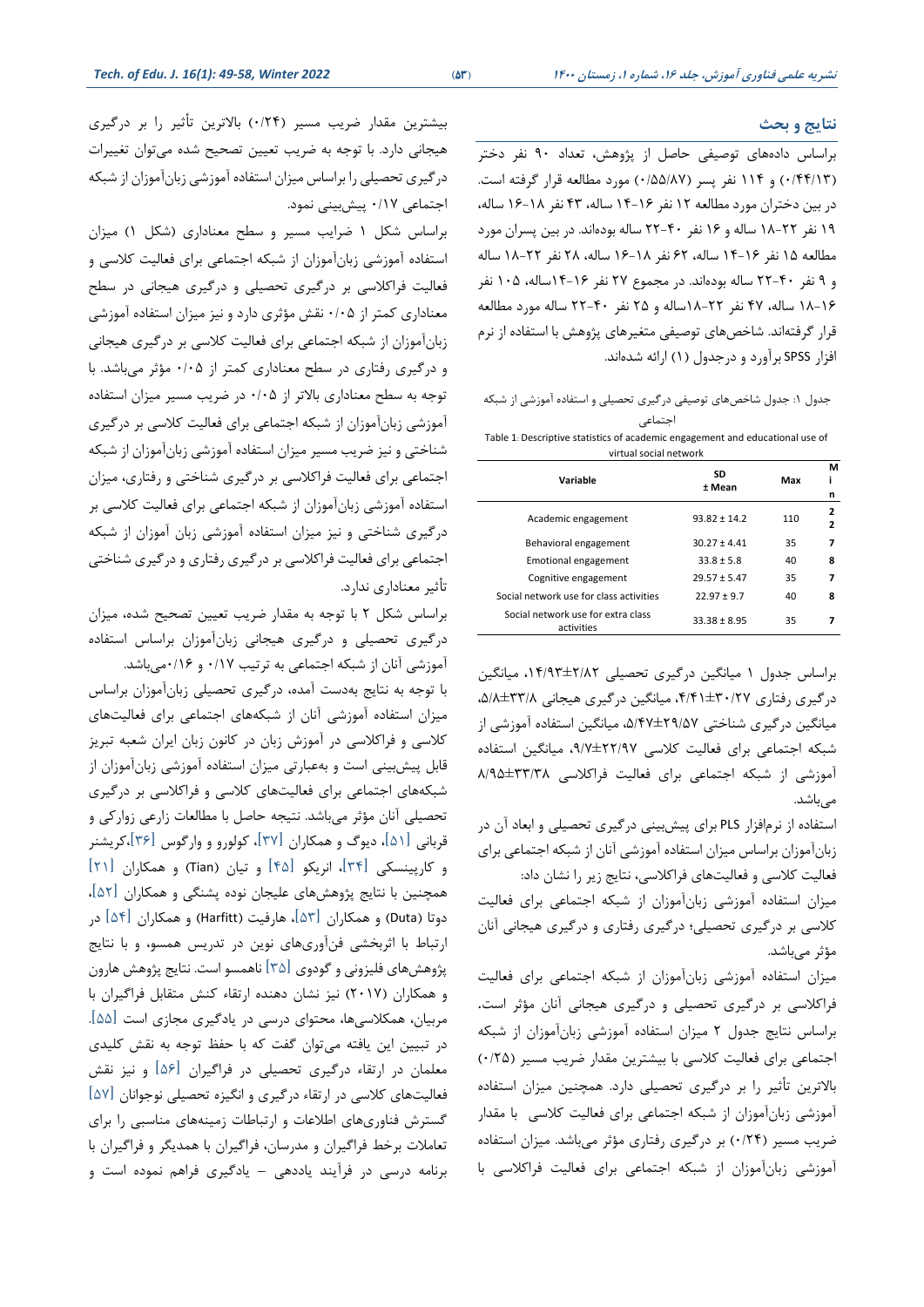## نتایج و بحث

براساس داده‌های توصیفی حاصل از پژوهش، تعداد ۹۰ نفر دختر (۰/۴۴/۱۳) و ۱۱۴ نفر پسر (۰/۵۵/۸۷) مورد مطالعه قرار گرفته است. در بین دختران مورد مطالعه ۱۲ نفر ۱۶-۱۴ ساله، ۴۳ نفر ۱۸-۱۶ ساله، ۱۹ نفر ۲۲-۱۸ ساله و ۱۶ نفر ۴۰-۲۲ ساله بوده‌اند. در بین پسران مورد مطالعه ۱۵ نفر ۱۶-۱۴ ساله، ۶۲ نفر ۱۸-۱۶ ساله، ۲۸ نفر ۲۲-۱۸ ساله و ۹ نفر ۴۰-۲۲ ساله بوده‌اند. در مجموع ۲۷ نفر ۱۶-۱۴ساله، ۱۰۵ نفر ۱۸-۱۶ ساله، ۴۷ نفر ۲۲-۱۸ساله و ۲۵ نفر ۴۰-۲۲ ساله مورد مطالعه قرار گرفته‌اند. شاخص‌های توصیفی متغیرهای پژوهش با استفاده از نرم افزار SPSS برآورد و درجدول (۱) ارائه شده‌اند.

جدول ۱: جدول شاخص‌های توصیفی درگیری تحصیلی و استفاده آموزشی از شبکه اجتماعی

Table 1: Descriptive statistics of academic engagement and educational use of virtual social network

| Variable | SD ± Mean | Max | Min |
|---|---|---|---|
| Academic engagement | 93.82 ± 14.2 | 110 | 22 |
| Behavioral engagement | 30.27 ± 4.41 | 35 | 7 |
| Emotional engagement | 33.8 ± 5.8 | 40 | 8 |
| Cognitive engagement | 29.57 ± 5.47 | 35 | 7 |
| Social network use for class activities | 22.97 ± 9.7 | 40 | 8 |
| Social network use for extra class activities | 33.38 ± 8.95 | 35 | 7 |

براساس جدول ۱ میانگین درگیری تحصیلی ۱۴/۹۳±۲/۸۲، میانگین درگیری رفتاری ۳۰/۲۷±۴/۴۱، میانگین درگیری هیجانی ۳۳/۸±۵/۸، میانگین درگیری شناختی ۲۹/۵۷±۵/۴۷، میانگین استفاده آموزشی از شبکه اجتماعی برای فعالیت کلاسی ۲۲/۹۷±۹/۷، میانگین استفاده آموزشی از شبکه اجتماعی برای فعالیت فراکلاسی ۳۳/۳۸±۸/۹۵ می‌باشد.

استفاده از نرم‌افزار PLS برای پیش‌بینی درگیری تحصیلی و ابعاد آن در زبان‌آموزان براساس میزان استفاده آموزشی آنان از شبکه اجتماعی برای فعالیت کلاسی و فعالیت‌های فراکلاسی، نتایج زیر را نشان داد:

میزان استفاده آموزشی زبان‌آموزان از شبکه اجتماعی برای فعالیت کلاسی بر درگیری تحصیلی؛ درگیری رفتاری و درگیری هیجانی آنان مؤثر می‌باشد.

میزان استفاده آموزشی زبان‌آموزان از شبکه اجتماعی برای فعالیت فراکلاسی بر درگیری تحصیلی و درگیری هیجانی آنان مؤثر است. براساس نتایج جدول ۲ میزان استفاده آموزشی زبان‌آموزان از شبکه اجتماعی برای فعالیت کلاسی با بیشترین مقدار ضریب مسیر (۰/۲۵) بالاترین تأثیر را بر درگیری تحصیلی دارد. همچنین میزان استفاده آموزشی زبان‌آموزان از شبکه اجتماعی برای فعالیت کلاسی با مقدار ضریب مسیر (۰/۲۴) بر درگیری رفتاری مؤثر می‌باشد. میزان استفاده آموزشی زبان‌آموزان از شبکه اجتماعی برای فعالیت فراکلاسی با بیشترین مقدار ضریب مسیر (۰/۲۴) بالاترین تأثیر را بر درگیری هیجانی دارد. با توجه به ضریب تعیین تصحیح شده می‌توان تغییرات درگیری تحصیلی را براساس میزان استفاده آموزشی زبان‌آموزان از شبکه اجتماعی ۰/۱۷ پیش‌بینی نمود.

براساس شکل ۱ ضرایب مسیر و سطح معناداری (شکل ۱) میزان استفاده آموزشی زبان‌آموزان از شبکه اجتماعی برای فعالیت کلاسی و فعالیت فراکلاسی بر درگیری تحصیلی و درگیری هیجانی در سطح معناداری کمتر از ۰/۰۵ نقش مؤثری دارد و نیز میزان استفاده آموزشی زبان‌آموزان از شبکه اجتماعی برای فعالیت کلاسی بر درگیری هیجانی و درگیری رفتاری در سطح معناداری کمتر از ۰/۰۵ مؤثر می‌باشد. با توجه به سطح معناداری بالاتر از ۰/۰۵ در ضریب مسیر میزان استفاده آموزشی زبان‌آموزان از شبکه اجتماعی برای فعالیت کلاسی بر درگیری شناختی و نیز ضریب مسیر میزان استفاده آموزشی زبان‌آموزان از شبکه اجتماعی برای فعالیت فراکلاسی بر درگیری شناختی و رفتاری، میزان استفاده زبان‌آموزان از شبکه اجتماعی برای فعالیت کلاسی بر درگیری شناختی و نیز میزان استفاده آموزشی زبان آموزان از شبکه اجتماعی برای فعالیت فراکلاسی بر درگیری رفتاری و درگیری شناختی تأثیر معناداری ندارد.

براساس شکل ۲ با توجه به مقدار ضریب تعیین تصحیح شده، میزان درگیری تحصیلی و درگیری هیجانی زبان‌آموزان براساس استفاده آموزشی آنان از شبکه اجتماعی به ترتیب ۰/۱۷ و ۰/۱۶می‌باشد.

با توجه به نتایج به‌دست آمده، درگیری تحصیلی زبان‌آموزان براساس میزان استفاده آموزشی آنان از شبکه‌های اجتماعی برای فعالیت‌های کلاسی و فراکلاسی در آموزش زبان در کانون زبان ایران شعبه تبریز قابل پیش‌بینی است و به‌عبارتی میزان استفاده آموزشی زبان‌آموزان از شبکه‌های اجتماعی برای فعالیت‌های کلاسی و فراکلاسی بر درگیری تحصیلی آنان مؤثر می‌باشد. نتیجه حاصل با مطالعات زارعی زوارکی و قربانی [51]، دیوگ و همکاران [37]، کولورو و وارگوس [36]،کریشنر و کارپینسکی [34]، انریکو [45] و تیان (Tian) و همکاران [21] همچنین با نتایج پژوهش‌های علیجان نوده پشنگی و همکاران [52]، دوتا (Duta) و همکاران [53]، هارفیت (Harfitt) و همکاران [54] در ارتباط با اثربخشی فن‌آوری‌های نوین در تدریس همسو، و با نتایج پژوهش‌های فلیزونی و گودوی [35] ناهمسو است. نتایج پژوهش هارون و همکاران (۲۰۱۷) نیز نشان دهنده ارتقاء کنش متقابل فراگیران با مربیان، همکلاسی‌ها، محتوای درسی در یادگیری مجازی است [55]. در تبیین این یافته می‌توان گفت که با حفظ توجه به نقش کلیدی معلمان در ارتقاء درگیری تحصیلی در فراگیران [56] و نیز نقش فعالیت‌های کلاسی در ارتقاء درگیری و انگیزه تحصیلی نوجوانان [57] گسترش فناوری‌های اطلاعات و ارتباطات زمینه‌های مناسبی را برای تعاملات برخط فراگیران و مدرسان، فراگیران با همدیگر و فراگیران با برنامه درسی در فرآیند یاددهی – یادگیری فراهم نموده است و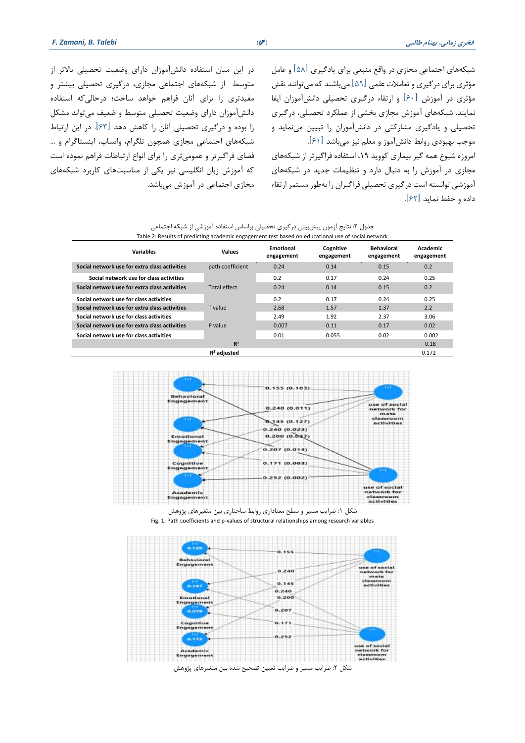شبکه‌های اجتماعی مجازی در واقع منبعی برای یادگیری [۵۸] و عامل مؤثری برای درگیری و تعاملات علمی [۵۹] می‌باشند که می‌توانند نقش مؤثری در آموزش [۶۰] و ارتقاء درگیری تحصیلی دانش‌آموزان ایفا نمایند. شبکه‌های آموزش مجازی بخشی از عملکرد تحصیلی، درگیری تحصیلی و یادگیری مشارکتی در دانش‌آموزان را تبیین می‌نماید و موجب بهبودی روابط دانش‌آموز و معلم نیز می‌باشد [۶۱].

امروزه شیوع همه گیر بیماری کووید ۱۹، استفاده فراگیرتر از شبکه‌های مجازی در آموزش را به دنبال دارد و تنظیمات جدید در شبکه‌های آموزشی توانسته است درگیری تحصیلی فراگیران را به‌طور مستمر ارتقاء داده و حفظ نماید [۶۲].

در این میان استفاده دانش‌آموزان دارای وضعیت تحصیلی بالاتر از متوسط از شبکه‌های اجتماعی مجازی، درگیری تحصیلی بیشتر و مفیدتری را برای آنان فراهم خواهد ساخت؛ درحالی‌که استفاده دانش‌آموزان دارای وضعیت تحصیلی متوسط و ضعیف می‌تواند مشکل زا بوده و درگیری تحصیلی آنان را کاهش دهد [۶۳]. در این ارتباط شبکه‌های اجتماعی مجازی همچون تلگرام، واتساپ، اینستاگرام و ... فضای فراگیرتر و عمومی‌تری را برای انواع ارتباطات فراهم نموده است که آموزش زبان انگلیسی نیز یکی از مناسبت‌های کاربرد شبکه‌های مجازی اجتماعی در آموزش می‌باشد.

جدول ۲: نتایج آزمون پیش‌بینی درگیری تحصیلی براساس استفاده آموزشی از شبکه اجتماعی

Table 2: Results of predicting academic engagement test based on educational use of social network

| Variables | Values | Emotional engagement | Cognitive engagement | Behavioral engagement | Academic engagement |
|---|---|---|---|---|---|
| Social network use for extra class activities | path coefficient | 0.24 | 0.14 | 0.15 | 0.2 |
| Social network use for class activities | | 0.2 | 0.17 | 0.24 | 0.25 |
| Social network use for extra class activities | Total effect | 0.24 | 0.14 | 0.15 | 0.2 |
| Social network use for class activities | | 0.2 | 0.17 | 0.24 | 0.25 |
| Social network use for extra class activities | T value | 2.68 | 1.57 | 1.37 | 2.2 |
| Social network use for class activities | | 2.49 | 1.92 | 2.37 | 3.06 |
| Social network use for extra class activities | P value | 0.007 | 0.11 | 0.17 | 0.02 |
| Social network use for class activities | | 0.01 | 0.055 | 0.02 | 0.002 |
| $R^2$ | | | | | 0.18 |
| $R^2$ adjusted | | | | | 0.172 |

شکل ۱: ضرایب مسیر و سطح معناداری روابط ساختاری بین متغیرهای پژوهش

Fig. 1: Path coefficients and p-values of structural relationships among research variables

شکل ۲: ضرایب مسیر و ضرایب تعیین تصحیح شده بین متغیرهای پژوهش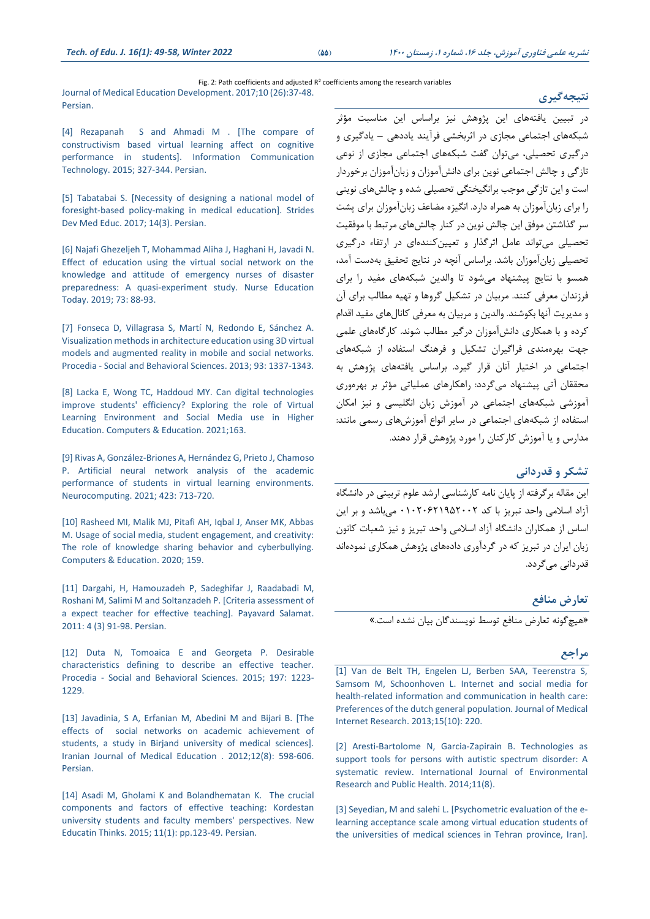Fig. 2: Path coefficients and adjusted $R^2$ coefficients among the research variables

## نتیجه‌گیری

در تبیین یافته‌های این پژوهش نیز براساس این مناسبت مؤثر شبکه‌های اجتماعی مجازی در اثربخشی فرآیند یاددهی – یادگیری و درگیری تحصیلی، می‌توان گفت شبکه‌های اجتماعی مجازی از نوعی تازگی و چالش اجتماعی نوین برای دانش‌آموزان و زبان‌آموزان برخوردار است و این تازگی موجب برانگیختگی تحصیلی شده و چالش‌های نوینی را برای زبان‌آموزان به همراه دارد. انگیزه مضاعف زبان‌آموزان برای پشت سر گذاشتن موفق این چالش نوین در کنار چالش‌های مرتبط با موفقیت تحصیلی می‌تواند عامل اثرگذار و تعیین‌کننده‌ای در ارتقاء درگیری تحصیلی زبان‌آموزان باشد. براساس آنچه در نتایج تحقیق بدست آمد، همسو با نتایج پیشنهاد می‌شود تا والدین شبکه‌های مفید را برای فرزندان معرفی کنند. مربیان در تشکیل گروها و تهیه مطالب برای آن و مدیریت آنها بکوشند. والدین و مربیان به معرفی کانال‌های مفید اقدام کرده و با همکاری دانش‌آموزان درگیر مطالب شوند. کارگاه‌های علمی جهت بهره‌مندی فراگیران تشکیل و فرهنگ استفاده از شبکه‌های اجتماعی در اختیار آنان قرار گیرد. براساس یافته‌های پژوهش به محققان آتی پیشنهاد می‌گردد: راهکارهای عملیاتی مؤثر بر بهره‌وری آموزشی شبکه‌های اجتماعی در آموزش زبان انگلیسی و نیز امکان استفاده از شبکه‌های اجتماعی در سایر انواع آموزش‌های رسمی مانند: مدارس و یا آموزش کارکنان را مورد پژوهش قرار دهند.

## تشکر و قدردانی

این مقاله برگرفته از پایان نامه کارشناسی ارشد علوم تربیتی در دانشگاه آزاد اسلامی واحد تبریز با کد ۱۰۲۰۶۲۱۹۵۲۰۰۲ می‌باشد و بر این اساس از همکاران دانشگاه آزاد اسلامی واحد تبریز و نیز شعبات کانون زبان ایران در تبریز که در گردآوری داده‌های پژوهش همکاری نموده‌اند قدردانی می‌گردد.

## تعارض منافع

«هیچ‌گونه تعارض منافع توسط نویسندگان بیان نشده است.»

## مراجع

[1] Van de Belt TH, Engelen LJ, Berben SAA, Teerenstra S, Samsom M, Schoonhoven L. Internet and social media for health-related information and communication in health care: Preferences of the dutch general population. Journal of Medical Internet Research. 2013;15(10): 220.

[2] Aresti-Bartolome N, Garcia-Zapirain B. Technologies as support tools for persons with autistic spectrum disorder: A systematic review. International Journal of Environmental Research and Public Health. 2014;11(8).

[3] Seyedian, M and salehi L. [Psychometric evaluation of the e-learning acceptance scale among virtual education students of the universities of medical sciences in Tehran province, Iran]. Journal of Medical Education Development. 2017;10 (26):37-48. Persian.

[4] Rezapanah S and Ahmadi M . [The compare of constructivism based virtual learning affect on cognitive performance in students]. Information Communication Technology. 2015; 327-344. Persian.

[5] Tabatabai S. [Necessity of designing a national model of foresight-based policy-making in medical education]. Strides Dev Med Educ. 2017; 14(3). Persian.

[6] Najafi Ghezeljeh T, Mohammad Aliha J, Haghani H, Javadi N. Effect of education using the virtual social network on the knowledge and attitude of emergency nurses of disaster preparedness: A quasi-experiment study. Nurse Education Today. 2019; 73: 88-93.

[7] Fonseca D, Villagrasa S, Martí N, Redondo E, Sánchez A. Visualization methods in architecture education using 3D virtual models and augmented reality in mobile and social networks. Procedia - Social and Behavioral Sciences. 2013; 93: 1337-1343.

[8] Lacka E, Wong TC, Haddoud MY. Can digital technologies improve students' efficiency? Exploring the role of Virtual Learning Environment and Social Media use in Higher Education. Computers & Education. 2021;163.

[9] Rivas A, González-Briones A, Hernández G, Prieto J, Chamoso P. Artificial neural network analysis of the academic performance of students in virtual learning environments. Neurocomputing. 2021; 423: 713-720.

[10] Rasheed MI, Malik MJ, Pitafi AH, Iqbal J, Anser MK, Abbas M. Usage of social media, student engagement, and creativity: The role of knowledge sharing behavior and cyberbullying. Computers & Education. 2020; 159.

[11] Dargahi, H, Hamouzadeh P, Sadeghifar J, Raadabadi M, Roshani M, Salimi M and Soltanzadeh P. [Criteria assessment of a expect teacher for effective teaching]. Payavard Salamat. 2011: 4 (3) 91-98. Persian.

[12] Duta N, Tomoaica E and Georgeta P. Desirable characteristics defining to describe an effective teacher. Procedia - Social and Behavioral Sciences. 2015; 197: 1223-1229.

[13] Javadinia, S A, Erfanian M, Abedini M and Bijari B. [The effects of social networks on academic achievement of students, a study in Birjand university of medical sciences]. Iranian Journal of Medical Education . 2012;12(8): 598-606. Persian.

[14] Asadi M, Gholami K and Bolandhematan K. The crucial components and factors of effective teaching: Kordestan university students and faculty members' perspectives. New Educatin Thinks. 2015; 11(1): pp.123-49. Persian.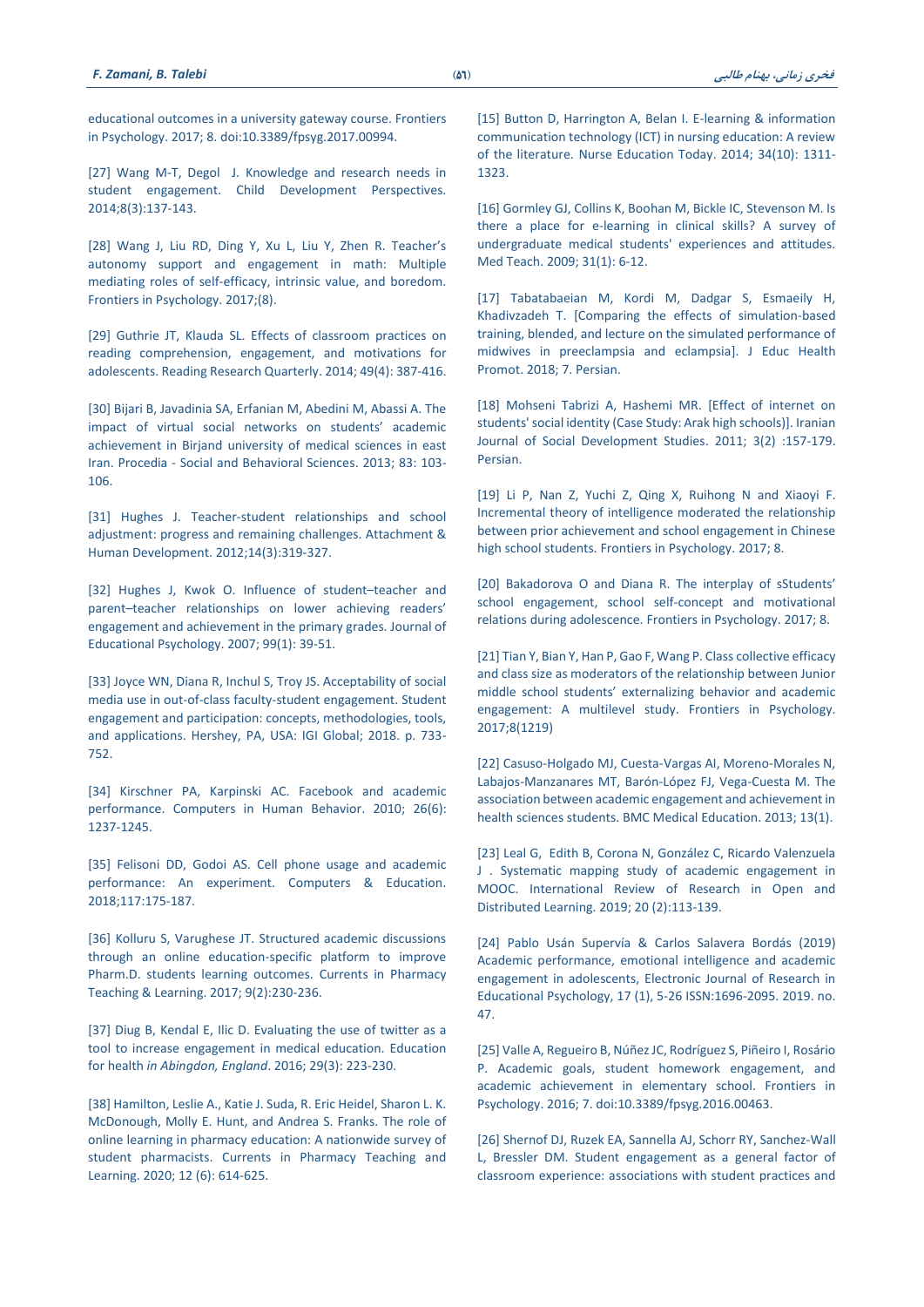educational outcomes in a university gateway course. Frontiers in Psychology. 2017; 8. doi:10.3389/fpsyg.2017.00994.

[27] Wang M-T, Degol J. Knowledge and research needs in student engagement. Child Development Perspectives. 2014;8(3):137-143.

[28] Wang J, Liu RD, Ding Y, Xu L, Liu Y, Zhen R. Teacher's autonomy support and engagement in math: Multiple mediating roles of self-efficacy, intrinsic value, and boredom. Frontiers in Psychology. 2017;(8).

[29] Guthrie JT, Klauda SL. Effects of classroom practices on reading comprehension, engagement, and motivations for adolescents. Reading Research Quarterly. 2014; 49(4): 387-416.

[30] Bijari B, Javadinia SA, Erfanian M, Abedini M, Abassi A. The impact of virtual social networks on students' academic achievement in Birjand university of medical sciences in east Iran. Procedia - Social and Behavioral Sciences. 2013; 83: 103-106.

[31] Hughes J. Teacher-student relationships and school adjustment: progress and remaining challenges. Attachment & Human Development. 2012;14(3):319-327.

[32] Hughes J, Kwok O. Influence of student–teacher and parent–teacher relationships on lower achieving readers' engagement and achievement in the primary grades. Journal of Educational Psychology. 2007; 99(1): 39-51.

[33] Joyce WN, Diana R, Inchul S, Troy JS. Acceptability of social media use in out-of-class faculty-student engagement. Student engagement and participation: concepts, methodologies, tools, and applications. Hershey, PA, USA: IGI Global; 2018. p. 733-752.

[34] Kirschner PA, Karpinski AC. Facebook and academic performance. Computers in Human Behavior. 2010; 26(6): 1237-1245.

[35] Felisoni DD, Godoi AS. Cell phone usage and academic performance: An experiment. Computers & Education. 2018;117:175-187.

[36] Kolluru S, Varughese JT. Structured academic discussions through an online education-specific platform to improve Pharm.D. students learning outcomes. Currents in Pharmacy Teaching & Learning. 2017; 9(2):230-236.

[37] Diug B, Kendal E, Ilic D. Evaluating the use of twitter as a tool to increase engagement in medical education. Education for health *in Abingdon, England*. 2016; 29(3): 223-230.

[38] Hamilton, Leslie A., Katie J. Suda, R. Eric Heidel, Sharon L. K. McDonough, Molly E. Hunt, and Andrea S. Franks. The role of online learning in pharmacy education: A nationwide survey of student pharmacists. Currents in Pharmacy Teaching and Learning. 2020; 12 (6): 614-625.

[15] Button D, Harrington A, Belan I. E-learning & information communication technology (ICT) in nursing education: A review of the literature. Nurse Education Today. 2014; 34(10): 1311-1323.

[16] Gormley GJ, Collins K, Boohan M, Bickle IC, Stevenson M. Is there a place for e-learning in clinical skills? A survey of undergraduate medical students' experiences and attitudes. Med Teach. 2009; 31(1): 6-12.

[17] Tabatabaeian M, Kordi M, Dadgar S, Esmaeily H, Khadivzadeh T. [Comparing the effects of simulation-based training, blended, and lecture on the simulated performance of midwives in preeclampsia and eclampsia]. J Educ Health Promot. 2018; 7. Persian.

[18] Mohseni Tabrizi A, Hashemi MR. [Effect of internet on students' social identity (Case Study: Arak high schools)]. Iranian Journal of Social Development Studies. 2011; 3(2) :157-179. Persian.

[19] Li P, Nan Z, Yuchi Z, Qing X, Ruihong N and Xiaoyi F. Incremental theory of intelligence moderated the relationship between prior achievement and school engagement in Chinese high school students. Frontiers in Psychology. 2017; 8.

[20] Bakadorova O and Diana R. The interplay of sStudents' school engagement, school self-concept and motivational relations during adolescence. Frontiers in Psychology. 2017; 8.

[21] Tian Y, Bian Y, Han P, Gao F, Wang P. Class collective efficacy and class size as moderators of the relationship between Junior middle school students' externalizing behavior and academic engagement: A multilevel study. Frontiers in Psychology. 2017;8(1219)

[22] Casuso-Holgado MJ, Cuesta-Vargas AI, Moreno-Morales N, Labajos-Manzanares MT, Barón-López FJ, Vega-Cuesta M. The association between academic engagement and achievement in health sciences students. BMC Medical Education. 2013; 13(1).

[23] Leal G, Edith B, Corona N, González C, Ricardo Valenzuela J . Systematic mapping study of academic engagement in MOOC. International Review of Research in Open and Distributed Learning. 2019; 20 (2):113-139.

[24] Pablo Usán Supervía & Carlos Salavera Bordás (2019) Academic performance, emotional intelligence and academic engagement in adolescents, Electronic Journal of Research in Educational Psychology, 17 (1), 5-26 ISSN:1696-2095. 2019. no. 47.

[25] Valle A, Regueiro B, Núñez JC, Rodríguez S, Piñeiro I, Rosário P. Academic goals, student homework engagement, and academic achievement in elementary school. Frontiers in Psychology. 2016; 7. doi:10.3389/fpsyg.2016.00463.

[26] Shernof DJ, Ruzek EA, Sannella AJ, Schorr RY, Sanchez-Wall L, Bressler DM. Student engagement as a general factor of classroom experience: associations with student practices and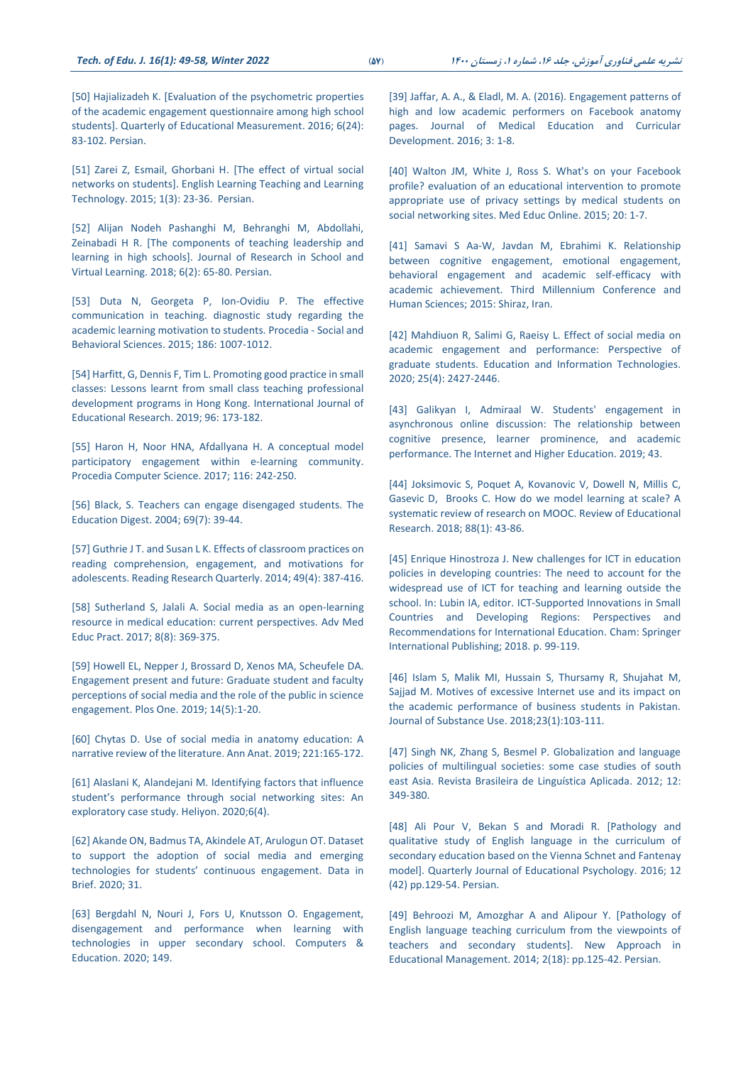[50] Hajializadeh K. [Evaluation of the psychometric properties of the academic engagement questionnaire among high school students]. Quarterly of Educational Measurement. 2016; 6(24): 83-102. Persian.

[51] Zarei Z, Esmail, Ghorbani H. [The effect of virtual social networks on students]. English Learning Teaching and Learning Technology. 2015; 1(3): 23-36. Persian.

[52] Alijan Nodeh Pashanghi M, Behranghi M, Abdollahi, Zeinabadi H R. [The components of teaching leadership and learning in high schools]. Journal of Research in School and Virtual Learning. 2018; 6(2): 65-80. Persian.

[53] Duta N, Georgeta P, Ion-Ovidiu P. The effective communication in teaching. diagnostic study regarding the academic learning motivation to students. Procedia - Social and Behavioral Sciences. 2015; 186: 1007-1012.

[54] Harfitt, G, Dennis F, Tim L. Promoting good practice in small classes: Lessons learnt from small class teaching professional development programs in Hong Kong. International Journal of Educational Research. 2019; 96: 173-182.

[55] Haron H, Noor HNA, Afdallyana H. A conceptual model participatory engagement within e-learning community. Procedia Computer Science. 2017; 116: 242-250.

[56] Black, S. Teachers can engage disengaged students. The Education Digest. 2004; 69(7): 39-44.

[57] Guthrie J T. and Susan L K. Effects of classroom practices on reading comprehension, engagement, and motivations for adolescents. Reading Research Quarterly. 2014; 49(4): 387-416.

[58] Sutherland S, Jalali A. Social media as an open-learning resource in medical education: current perspectives. Adv Med Educ Pract. 2017; 8(8): 369-375.

[59] Howell EL, Nepper J, Brossard D, Xenos MA, Scheufele DA. Engagement present and future: Graduate student and faculty perceptions of social media and the role of the public in science engagement. Plos One. 2019; 14(5):1-20.

[60] Chytas D. Use of social media in anatomy education: A narrative review of the literature. Ann Anat. 2019; 221:165-172.

[61] Alaslani K, Alandejani M. Identifying factors that influence student's performance through social networking sites: An exploratory case study. Heliyon. 2020;6(4).

[62] Akande ON, Badmus TA, Akindele AT, Arulogun OT. Dataset to support the adoption of social media and emerging technologies for students' continuous engagement. Data in Brief. 2020; 31.

[63] Bergdahl N, Nouri J, Fors U, Knutsson O. Engagement, disengagement and performance when learning with technologies in upper secondary school. Computers & Education. 2020; 149.

[39] Jaffar, A. A., & Eladl, M. A. (2016). Engagement patterns of high and low academic performers on Facebook anatomy pages. Journal of Medical Education and Curricular Development. 2016; 3: 1-8.

[40] Walton JM, White J, Ross S. What's on your Facebook profile? evaluation of an educational intervention to promote appropriate use of privacy settings by medical students on social networking sites. Med Educ Online. 2015; 20: 1-7.

[41] Samavi S Aa-W, Javdan M, Ebrahimi K. Relationship between cognitive engagement, emotional engagement, behavioral engagement and academic self-efficacy with academic achievement. Third Millennium Conference and Human Sciences; 2015: Shiraz, Iran.

[42] Mahdiuon R, Salimi G, Raeisy L. Effect of social media on academic engagement and performance: Perspective of graduate students. Education and Information Technologies. 2020; 25(4): 2427-2446.

[43] Galikyan I, Admiraal W. Students' engagement in asynchronous online discussion: The relationship between cognitive presence, learner prominence, and academic performance. The Internet and Higher Education. 2019; 43.

[44] Joksimovic S, Poquet A, Kovanovic V, Dowell N, Millis C, Gasevic D, Brooks C. How do we model learning at scale? A systematic review of research on MOOC. Review of Educational Research. 2018; 88(1): 43-86.

[45] Enrique Hinostroza J. New challenges for ICT in education policies in developing countries: The need to account for the widespread use of ICT for teaching and learning outside the school. In: Lubin IA, editor. ICT-Supported Innovations in Small Countries and Developing Regions: Perspectives and Recommendations for International Education. Cham: Springer International Publishing; 2018. p. 99-119.

[46] Islam S, Malik MI, Hussain S, Thursamy R, Shujahat M, Sajjad M. Motives of excessive Internet use and its impact on the academic performance of business students in Pakistan. Journal of Substance Use. 2018;23(1):103-111.

[47] Singh NK, Zhang S, Besmel P. Globalization and language policies of multilingual societies: some case studies of south east Asia. Revista Brasileira de Linguística Aplicada. 2012; 12: 349-380.

[48] Ali Pour V, Bekan S and Moradi R. [Pathology and qualitative study of English language in the curriculum of secondary education based on the Vienna Schnet and Fantenay model]. Quarterly Journal of Educational Psychology. 2016; 12 (42) pp.129-54. Persian.

[49] Behroozi M, Amozghar A and Alipour Y. [Pathology of English language teaching curriculum from the viewpoints of teachers and secondary students]. New Approach in Educational Management. 2014; 2(18): pp.125-42. Persian.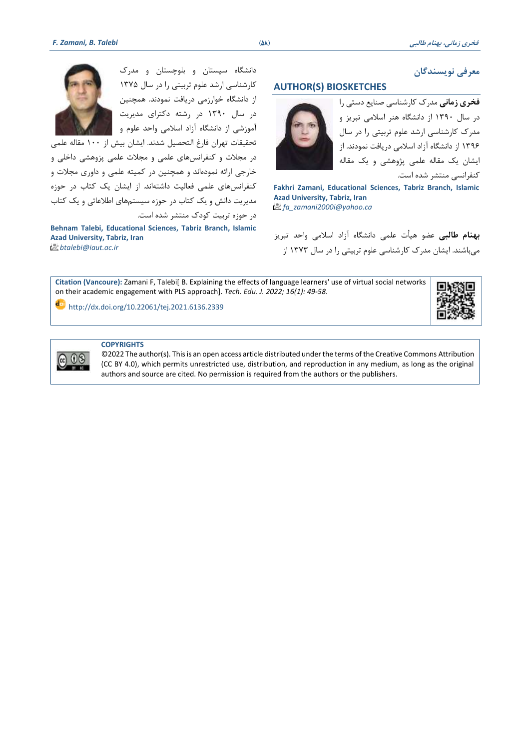## معرفی نویسندگان

## AUTHOR(S) BIOSKETCHES

**فخری زمانی** مدرک کارشناسی صنایع دستی را در سال ۱۳۹۰ از دانشگاه هنر اسلامی تبریز و مدرک کارشناسی ارشد علوم تربیتی را در سال ۱۳۹۶ از دانشگاه آزاد اسلامی دریافت نمودند. از ایشان یک مقاله علمی پژوهشی و یک مقاله کنفرانسی منتشر شده است.

**Fakhri Zamani, Educational Sciences, Tabriz Branch, Islamic Azad University, Tabriz, Iran**
*fa_zamani2000i@yahoo.ca*

**بهنام طالبی** عضو هیأت علمی دانشگاه آزاد اسلامی واحد تبریز می‌باشند. ایشان مدرک کارشناسی علوم تربیتی را در سال ۱۳۷۳ از دانشگاه سیستان و بلوچستان و مدرک کارشناسی ارشد علوم تربیتی را در سال ۱۳۷۵ از دانشگاه خوارزمی دریافت نمودند. همچنین در سال ۱۳۹۰ در رشته دکترای مدیریت آموزشی از دانشگاه آزاد اسلامی واحد علوم و تحقیقات تهران فارغ التحصیل شدند. ایشان بیش از ۱۰۰ مقاله علمی در مجلات و کنفرانس‌های علمی و مجلات علمی پژوهشی داخلی و خارجی ارائه نموده‌اند و همچنین در کمیته علمی و داوری مجلات و کنفرانس‌های علمی فعالیت داشته‌اند. از ایشان یک کتاب در حوزه مدیریت دانش و یک کتاب در حوزه سیستم‌های اطلاعاتی و یک کتاب در حوزه تربیت کودک منتشر شده است.

**Behnam Talebi, Educational Sciences, Tabriz Branch, Islamic Azad University, Tabriz, Iran**
*btalebi@iaut.ac.ir*

**Citation (Vancoure):** Zamani F, Talebi[ B. Explaining the effects of language learners' use of virtual social networks on their academic engagement with PLS approach]. *Tech. Edu. J. 2022; 16(1): 49-58.*

http://dx.doi.org/10.22061/tej.2021.6136.2339

**COPYRIGHTS**

©2022 The author(s). This is an open access article distributed under the terms of the Creative Commons Attribution (CC BY 4.0), which permits unrestricted use, distribution, and reproduction in any medium, as long as the original authors and source are cited. No permission is required from the authors or the publishers.